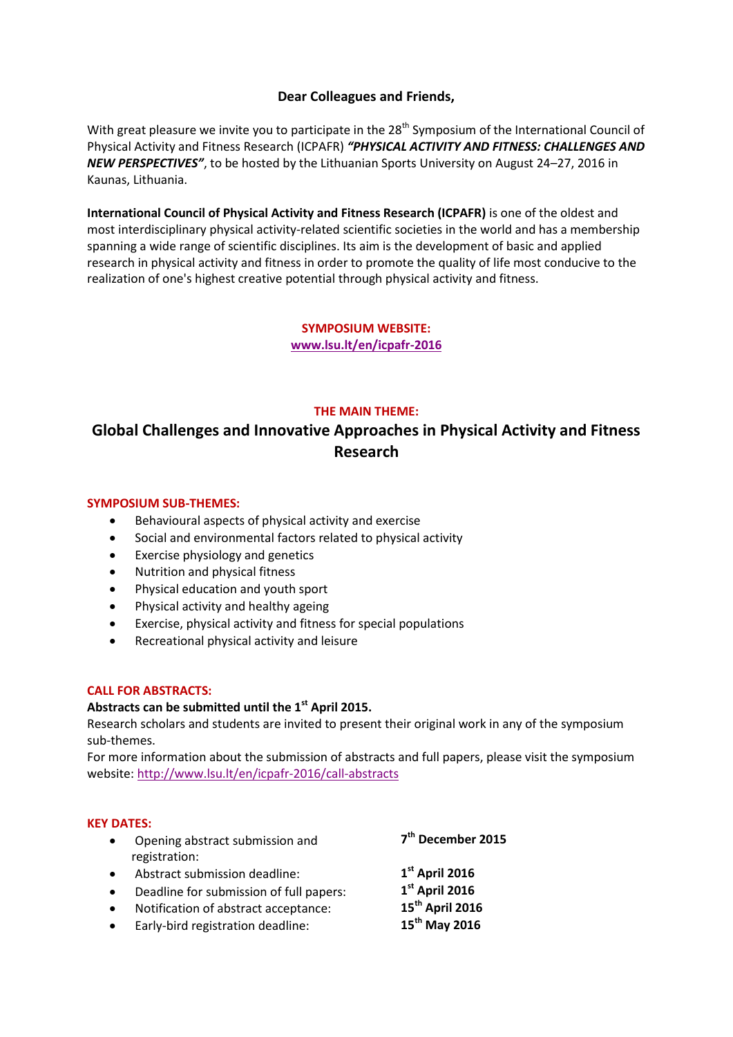**Dear Colleagues and Friends,**

With great pleasure we invite you to participate in the 28th Symposium of the International Council of Physical Activity and Fitness Research (ICPAFR) ***"PHYSICAL ACTIVITY AND FITNESS: CHALLENGES AND NEW PERSPECTIVES"***, to be hosted by the Lithuanian Sports University on August 24–27, 2016 in Kaunas, Lithuania.

**International Council of Physical Activity and Fitness Research (ICPAFR)** is one of the oldest and most interdisciplinary physical activity-related scientific societies in the world and has a membership spanning a wide range of scientific disciplines. Its aim is the development of basic and applied research in physical activity and fitness in order to promote the quality of life most conducive to the realization of one's highest creative potential through physical activity and fitness.

**SYMPOSIUM WEBSITE:**
**www.lsu.lt/en/icpafr-2016**

**THE MAIN THEME:**

## Global Challenges and Innovative Approaches in Physical Activity and Fitness Research

**SYMPOSIUM SUB-THEMES:**

- Behavioural aspects of physical activity and exercise
- Social and environmental factors related to physical activity
- Exercise physiology and genetics
- Nutrition and physical fitness
- Physical education and youth sport
- Physical activity and healthy ageing
- Exercise, physical activity and fitness for special populations
- Recreational physical activity and leisure

**CALL FOR ABSTRACTS:**

**Abstracts can be submitted until the 1st April 2015.**

Research scholars and students are invited to present their original work in any of the symposium sub-themes.

For more information about the submission of abstracts and full papers, please visit the symposium website: http://www.lsu.lt/en/icpafr-2016/call-abstracts

**KEY DATES:**

- Opening abstract submission and registration: **7th December 2015**
- Abstract submission deadline: **1st April 2016**
- Deadline for submission of full papers: **1st April 2016**
- Notification of abstract acceptance: **15th April 2016**
- Early-bird registration deadline: **15th May 2016**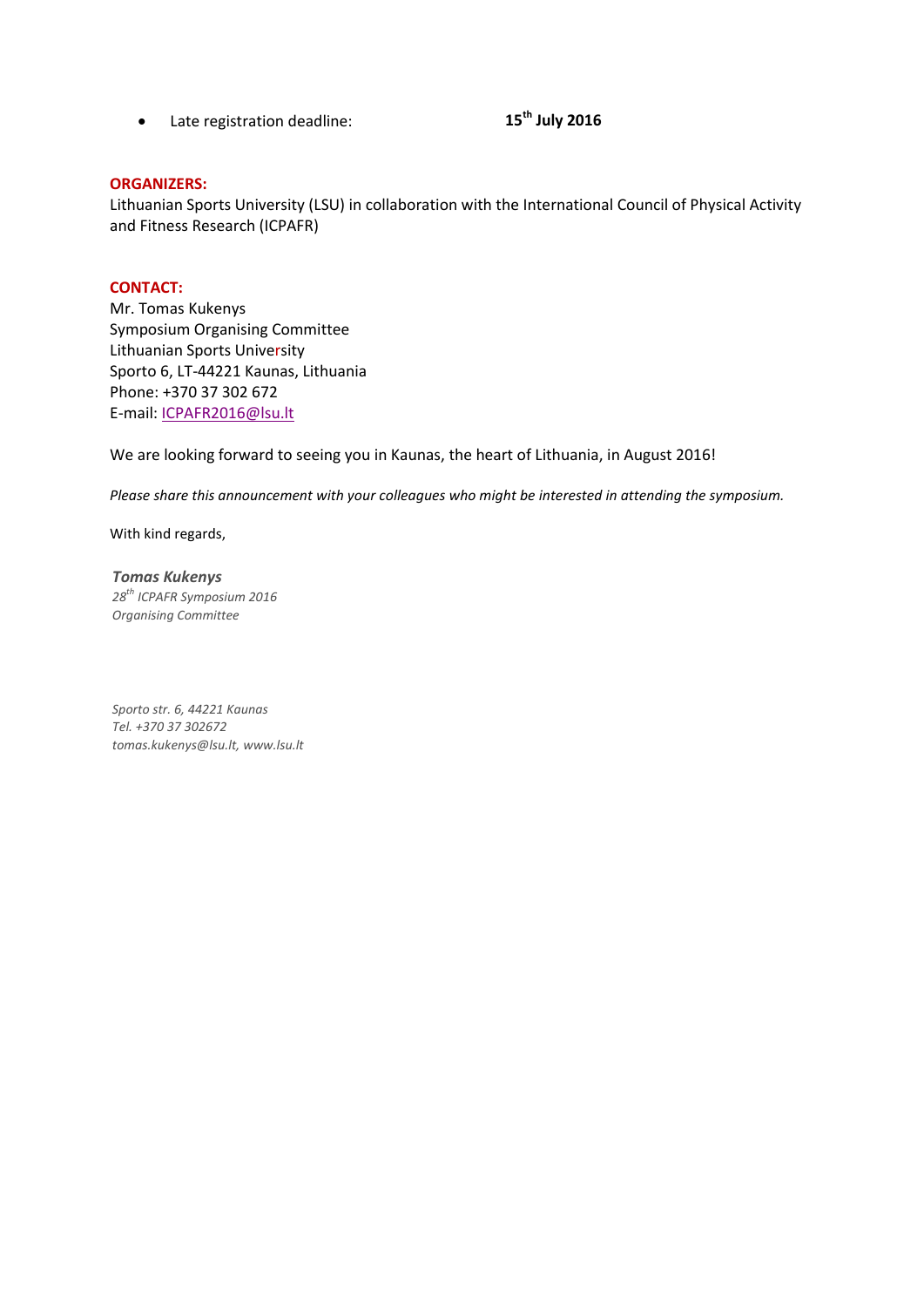- Late registration deadline: **15th July 2016**

**ORGANIZERS:**

Lithuanian Sports University (LSU) in collaboration with the International Council of Physical Activity and Fitness Research (ICPAFR)

**CONTACT:**

Mr. Tomas Kukenys
Symposium Organising Committee
Lithuanian Sports University
Sporto 6, LT-44221 Kaunas, Lithuania
Phone: +370 37 302 672
E-mail: ICPAFR2016@lsu.lt

We are looking forward to seeing you in Kaunas, the heart of Lithuania, in August 2016!

*Please share this announcement with your colleagues who might be interested in attending the symposium.*

With kind regards,

***Tomas Kukenys***
*28th ICPAFR Symposium 2016*
*Organising Committee*

*Sporto str. 6, 44221 Kaunas*
*Tel. +370 37 302672*
*tomas.kukenys@lsu.lt, www.lsu.lt*